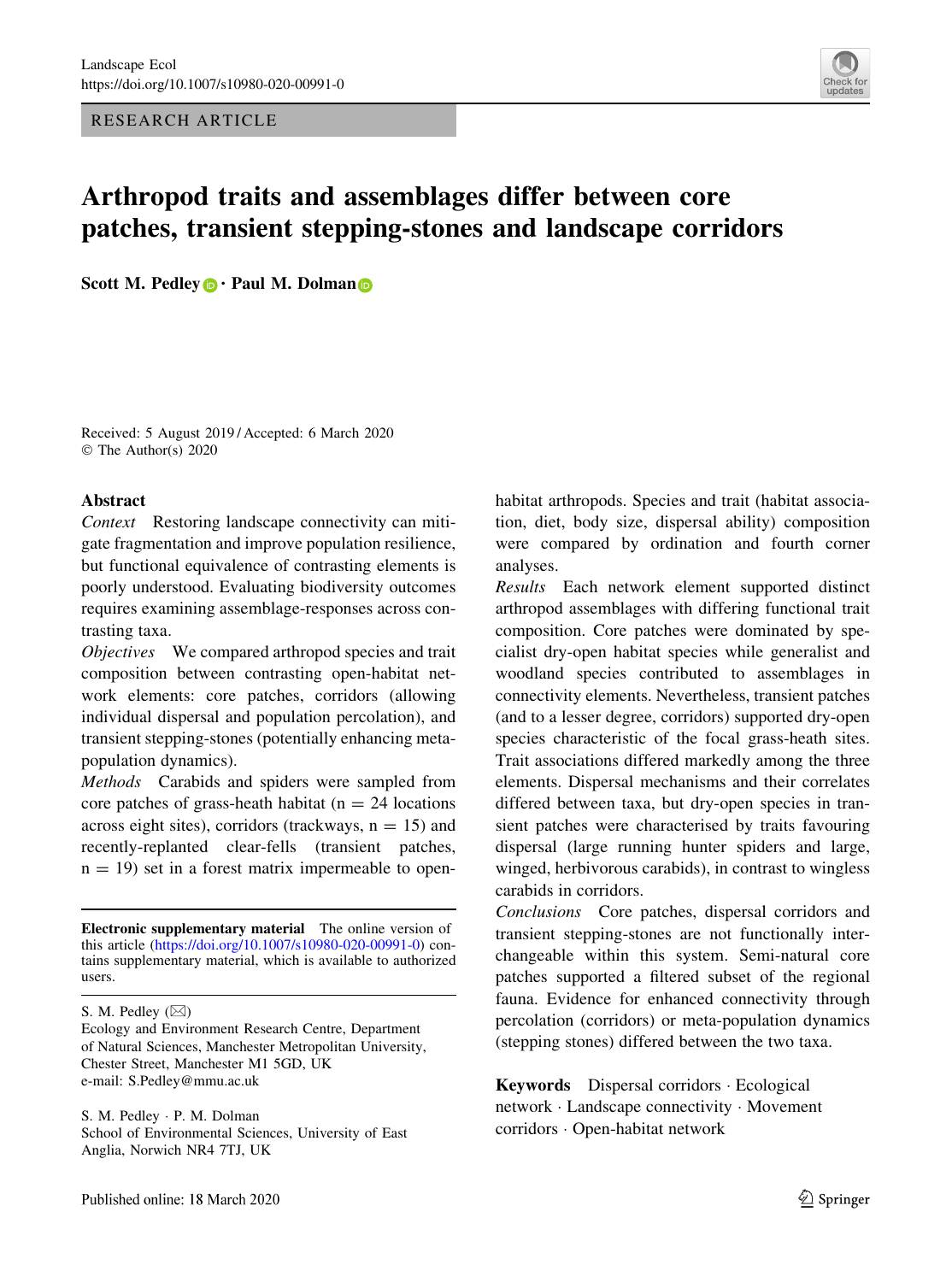RESEARCH ARTICLE

# Arthropod traits and assemblages differ between core patches, transient stepping-stones and landscape corridors

**Scott M. Pedley · Paul M. Dolman**

Received: 5 August 2019 / Accepted: 6 March 2020
© The Author(s) 2020

## Abstract

*Context* Restoring landscape connectivity can mitigate fragmentation and improve population resilience, but functional equivalence of contrasting elements is poorly understood. Evaluating biodiversity outcomes requires examining assemblage-responses across contrasting taxa.

*Objectives* We compared arthropod species and trait composition between contrasting open-habitat network elements: core patches, corridors (allowing individual dispersal and population percolation), and transient stepping-stones (potentially enhancing meta-population dynamics).

*Methods* Carabids and spiders were sampled from core patches of grass-heath habitat (n = 24 locations across eight sites), corridors (trackways, n = 15) and recently-replanted clear-fells (transient patches, n = 19) set in a forest matrix impermeable to open-habitat arthropods. Species and trait (habitat association, diet, body size, dispersal ability) composition were compared by ordination and fourth corner analyses.

*Results* Each network element supported distinct arthropod assemblages with differing functional trait composition. Core patches were dominated by specialist dry-open habitat species while generalist and woodland species contributed to assemblages in connectivity elements. Nevertheless, transient patches (and to a lesser degree, corridors) supported dry-open species characteristic of the focal grass-heath sites. Trait associations differed markedly among the three elements. Dispersal mechanisms and their correlates differed between taxa, but dry-open species in transient patches were characterised by traits favouring dispersal (large running hunter spiders and large, winged, herbivorous carabids), in contrast to wingless carabids in corridors.

*Conclusions* Core patches, dispersal corridors and transient stepping-stones are not functionally interchangeable within this system. Semi-natural core patches supported a filtered subset of the regional fauna. Evidence for enhanced connectivity through percolation (corridors) or meta-population dynamics (stepping stones) differed between the two taxa.

**Keywords** Dispersal corridors · Ecological network · Landscape connectivity · Movement corridors · Open-habitat network

**Electronic supplementary material** The online version of this article (https://doi.org/10.1007/s10980-020-00991-0) contains supplementary material, which is available to authorized users.

S. M. Pedley (✉)
Ecology and Environment Research Centre, Department of Natural Sciences, Manchester Metropolitan University, Chester Street, Manchester M1 5GD, UK
e-mail: S.Pedley@mmu.ac.uk

S. M. Pedley · P. M. Dolman
School of Environmental Sciences, University of East Anglia, Norwich NR4 7TJ, UK

Published online: 18 March 2020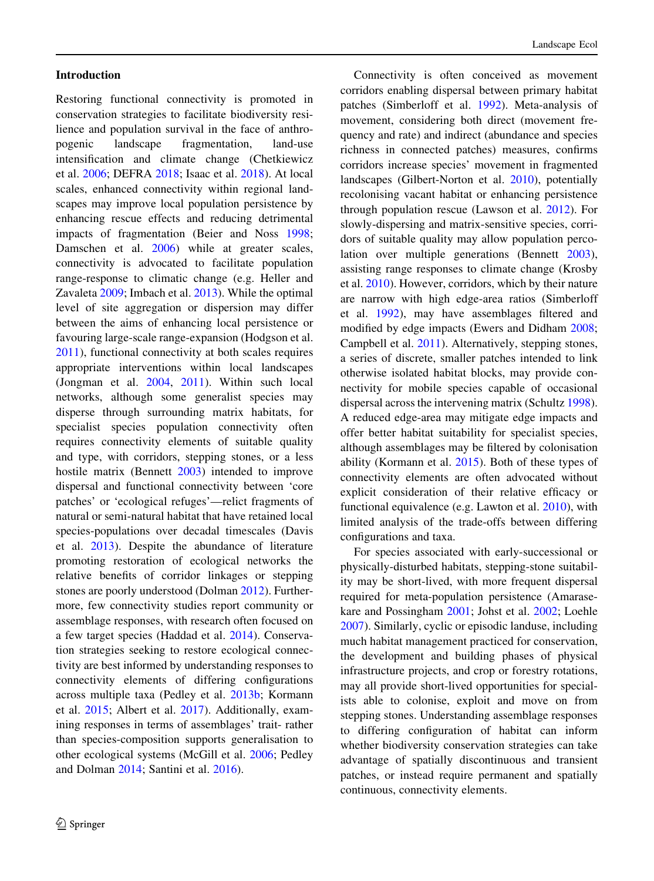## Introduction

Restoring functional connectivity is promoted in conservation strategies to facilitate biodiversity resilience and population survival in the face of anthropogenic landscape fragmentation, land-use intensification and climate change (Chetkiewicz et al. 2006; DEFRA 2018; Isaac et al. 2018). At local scales, enhanced connectivity within regional landscapes may improve local population persistence by enhancing rescue effects and reducing detrimental impacts of fragmentation (Beier and Noss 1998; Damschen et al. 2006) while at greater scales, connectivity is advocated to facilitate population range-response to climatic change (e.g. Heller and Zavaleta 2009; Imbach et al. 2013). While the optimal level of site aggregation or dispersion may differ between the aims of enhancing local persistence or favouring large-scale range-expansion (Hodgson et al. 2011), functional connectivity at both scales requires appropriate interventions within local landscapes (Jongman et al. 2004, 2011). Within such local networks, although some generalist species may disperse through surrounding matrix habitats, for specialist species population connectivity often requires connectivity elements of suitable quality and type, with corridors, stepping stones, or a less hostile matrix (Bennett 2003) intended to improve dispersal and functional connectivity between 'core patches' or 'ecological refuges'—relict fragments of natural or semi-natural habitat that have retained local species-populations over decadal timescales (Davis et al. 2013). Despite the abundance of literature promoting restoration of ecological networks the relative benefits of corridor linkages or stepping stones are poorly understood (Dolman 2012). Furthermore, few connectivity studies report community or assemblage responses, with research often focused on a few target species (Haddad et al. 2014). Conservation strategies seeking to restore ecological connectivity are best informed by understanding responses to connectivity elements of differing configurations across multiple taxa (Pedley et al. 2013b; Kormann et al. 2015; Albert et al. 2017). Additionally, examining responses in terms of assemblages' trait- rather than species-composition supports generalisation to other ecological systems (McGill et al. 2006; Pedley and Dolman 2014; Santini et al. 2016).

Connectivity is often conceived as movement corridors enabling dispersal between primary habitat patches (Simberloff et al. 1992). Meta-analysis of movement, considering both direct (movement frequency and rate) and indirect (abundance and species richness in connected patches) measures, confirms corridors increase species' movement in fragmented landscapes (Gilbert-Norton et al. 2010), potentially recolonising vacant habitat or enhancing persistence through population rescue (Lawson et al. 2012). For slowly-dispersing and matrix-sensitive species, corridors of suitable quality may allow population percolation over multiple generations (Bennett 2003), assisting range responses to climate change (Krosby et al. 2010). However, corridors, which by their nature are narrow with high edge-area ratios (Simberloff et al. 1992), may have assemblages filtered and modified by edge impacts (Ewers and Didham 2008; Campbell et al. 2011). Alternatively, stepping stones, a series of discrete, smaller patches intended to link otherwise isolated habitat blocks, may provide connectivity for mobile species capable of occasional dispersal across the intervening matrix (Schultz 1998). A reduced edge-area may mitigate edge impacts and offer better habitat suitability for specialist species, although assemblages may be filtered by colonisation ability (Kormann et al. 2015). Both of these types of connectivity elements are often advocated without explicit consideration of their relative efficacy or functional equivalence (e.g. Lawton et al. 2010), with limited analysis of the trade-offs between differing configurations and taxa.

For species associated with early-successional or physically-disturbed habitats, stepping-stone suitability may be short-lived, with more frequent dispersal required for meta-population persistence (Amarasekare and Possingham 2001; Johst et al. 2002; Loehle 2007). Similarly, cyclic or episodic landuse, including much habitat management practiced for conservation, the development and building phases of physical infrastructure projects, and crop or forestry rotations, may all provide short-lived opportunities for specialists able to colonise, exploit and move on from stepping stones. Understanding assemblage responses to differing configuration of habitat can inform whether biodiversity conservation strategies can take advantage of spatially discontinuous and transient patches, or instead require permanent and spatially continuous, connectivity elements.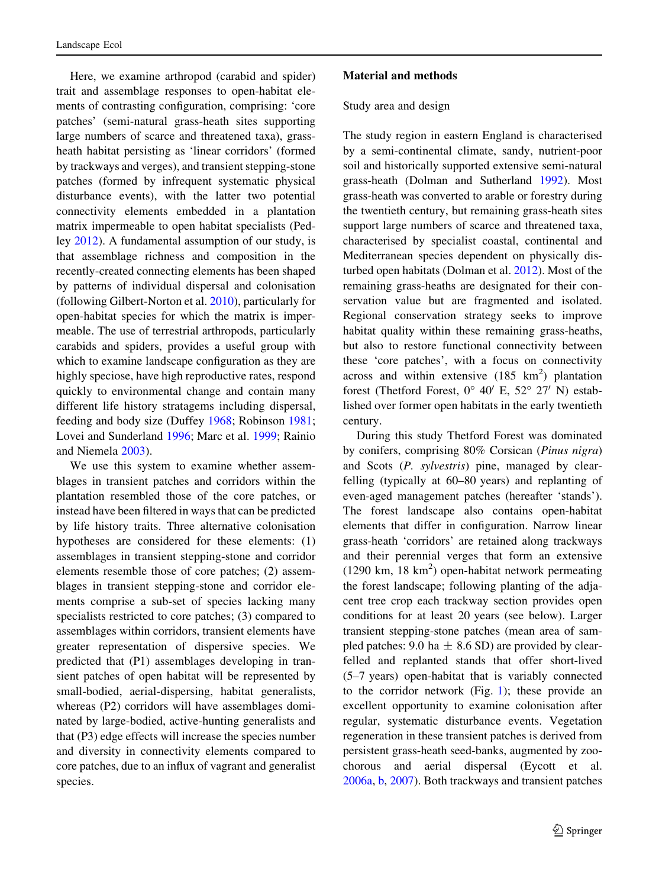Here, we examine arthropod (carabid and spider) trait and assemblage responses to open-habitat elements of contrasting configuration, comprising: 'core patches' (semi-natural grass-heath sites supporting large numbers of scarce and threatened taxa), grass-heath habitat persisting as 'linear corridors' (formed by trackways and verges), and transient stepping-stone patches (formed by infrequent systematic physical disturbance events), with the latter two potential connectivity elements embedded in a plantation matrix impermeable to open habitat specialists (Pedley 2012). A fundamental assumption of our study, is that assemblage richness and composition in the recently-created connecting elements has been shaped by patterns of individual dispersal and colonisation (following Gilbert-Norton et al. 2010), particularly for open-habitat species for which the matrix is impermeable. The use of terrestrial arthropods, particularly carabids and spiders, provides a useful group with which to examine landscape configuration as they are highly speciose, have high reproductive rates, respond quickly to environmental change and contain many different life history stratagems including dispersal, feeding and body size (Duffey 1968; Robinson 1981; Lovei and Sunderland 1996; Marc et al. 1999; Rainio and Niemela 2003).

We use this system to examine whether assemblages in transient patches and corridors within the plantation resembled those of the core patches, or instead have been filtered in ways that can be predicted by life history traits. Three alternative colonisation hypotheses are considered for these elements: (1) assemblages in transient stepping-stone and corridor elements resemble those of core patches; (2) assemblages in transient stepping-stone and corridor elements comprise a sub-set of species lacking many specialists restricted to core patches; (3) compared to assemblages within corridors, transient elements have greater representation of dispersive species. We predicted that (P1) assemblages developing in transient patches of open habitat will be represented by small-bodied, aerial-dispersing, habitat generalists, whereas (P2) corridors will have assemblages dominated by large-bodied, active-hunting generalists and that (P3) edge effects will increase the species number and diversity in connectivity elements compared to core patches, due to an influx of vagrant and generalist species.

## Material and methods

### Study area and design

The study region in eastern England is characterised by a semi-continental climate, sandy, nutrient-poor soil and historically supported extensive semi-natural grass-heath (Dolman and Sutherland 1992). Most grass-heath was converted to arable or forestry during the twentieth century, but remaining grass-heath sites support large numbers of scarce and threatened taxa, characterised by specialist coastal, continental and Mediterranean species dependent on physically disturbed open habitats (Dolman et al. 2012). Most of the remaining grass-heaths are designated for their conservation value but are fragmented and isolated. Regional conservation strategy seeks to improve habitat quality within these remaining grass-heaths, but also to restore functional connectivity between these 'core patches', with a focus on connectivity across and within extensive (185 $km^2$) plantation forest (Thetford Forest, 0° 40′ E, 52° 27′ N) established over former open habitats in the early twentieth century.

During this study Thetford Forest was dominated by conifers, comprising 80% Corsican (*Pinus nigra*) and Scots (*P. sylvestris*) pine, managed by clear-felling (typically at 60–80 years) and replanting of even-aged management patches (hereafter 'stands'). The forest landscape also contains open-habitat elements that differ in configuration. Narrow linear grass-heath 'corridors' are retained along trackways and their perennial verges that form an extensive (1290 km, 18 $km^2$) open-habitat network permeating the forest landscape; following planting of the adjacent tree crop each trackway section provides open conditions for at least 20 years (see below). Larger transient stepping-stone patches (mean area of sampled patches: 9.0 ha ± 8.6 SD) are provided by clear-felled and replanted stands that offer short-lived (5–7 years) open-habitat that is variably connected to the corridor network (Fig. 1); these provide an excellent opportunity to examine colonisation after regular, systematic disturbance events. Vegetation regeneration in these transient patches is derived from persistent grass-heath seed-banks, augmented by zoochorous and aerial dispersal (Eycott et al. 2006a, b, 2007). Both trackways and transient patches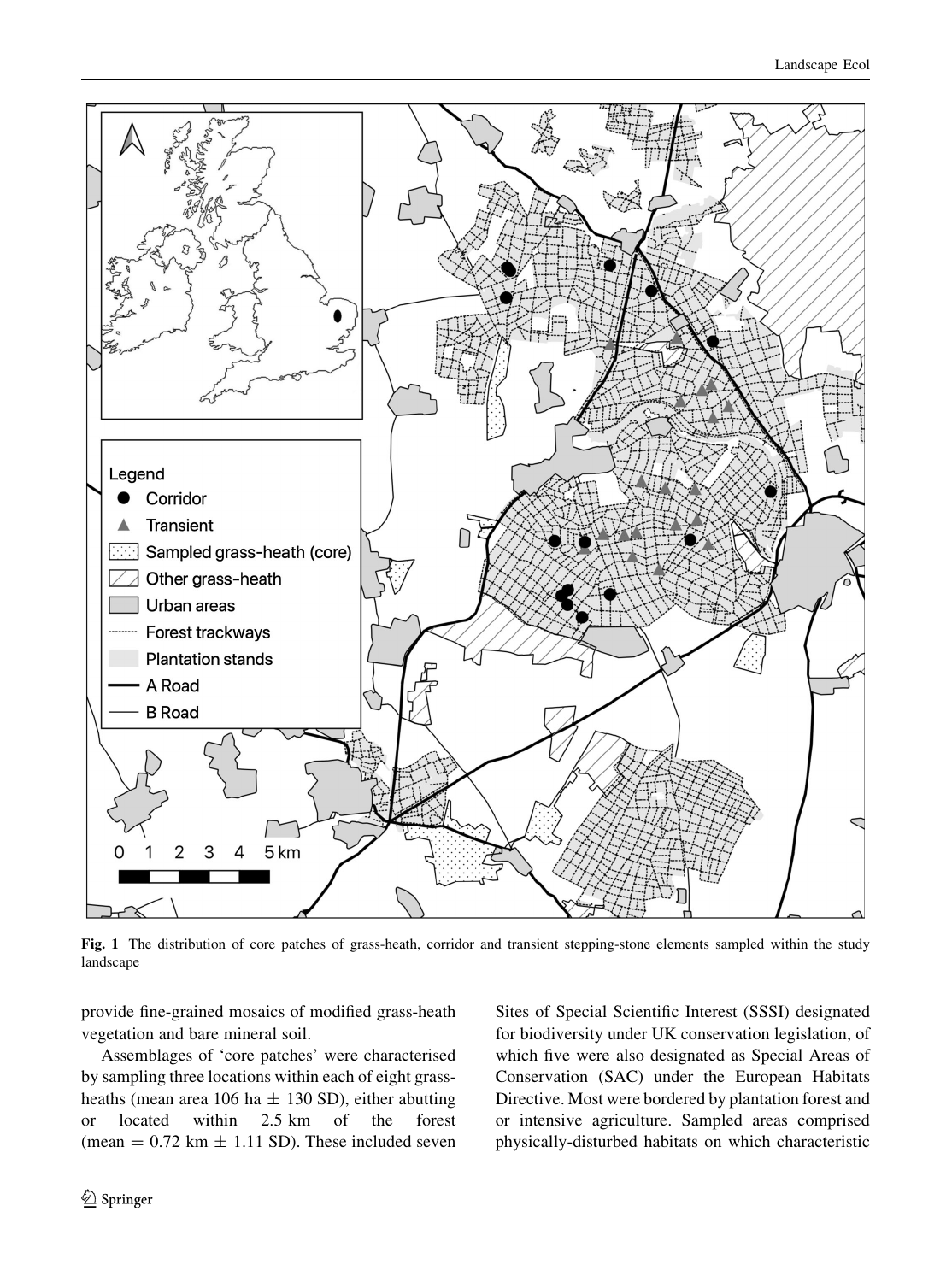**Fig. 1** The distribution of core patches of grass-heath, corridor and transient stepping-stone elements sampled within the study landscape

provide fine-grained mosaics of modified grass-heath vegetation and bare mineral soil.

Assemblages of 'core patches' were characterised by sampling three locations within each of eight grass-heaths (mean area 106 ha $\pm$ 130 SD), either abutting or located within 2.5 km of the forest (mean = 0.72 km $\pm$ 1.11 SD). These included seven Sites of Special Scientific Interest (SSSI) designated for biodiversity under UK conservation legislation, of which five were also designated as Special Areas of Conservation (SAC) under the European Habitats Directive. Most were bordered by plantation forest and or intensive agriculture. Sampled areas comprised physically-disturbed habitats on which characteristic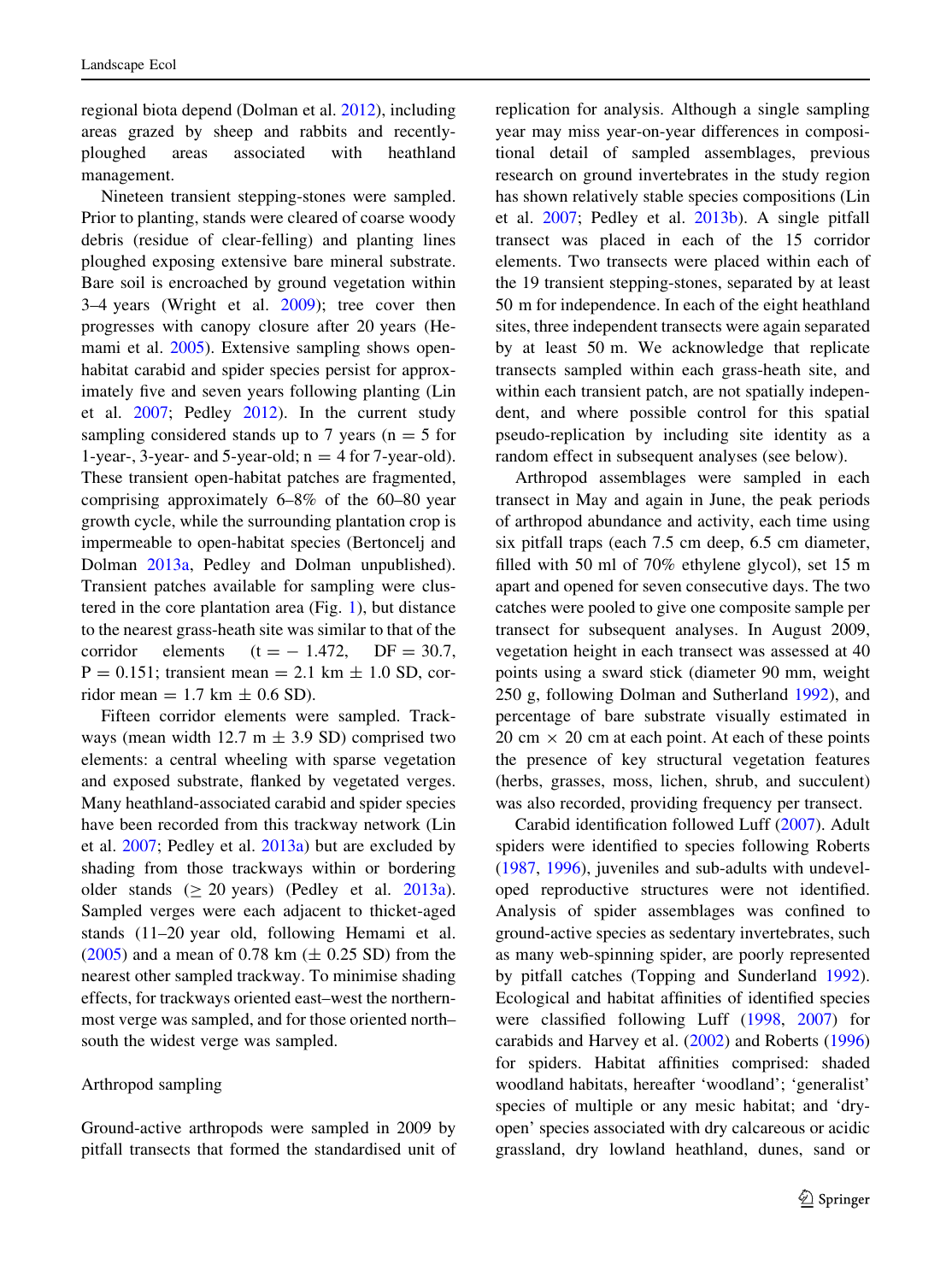regional biota depend (Dolman et al. 2012), including areas grazed by sheep and rabbits and recently-ploughed areas associated with heathland management.

Nineteen transient stepping-stones were sampled. Prior to planting, stands were cleared of coarse woody debris (residue of clear-felling) and planting lines ploughed exposing extensive bare mineral substrate. Bare soil is encroached by ground vegetation within 3–4 years (Wright et al. 2009); tree cover then progresses with canopy closure after 20 years (Hemami et al. 2005). Extensive sampling shows open-habitat carabid and spider species persist for approximately five and seven years following planting (Lin et al. 2007; Pedley 2012). In the current study sampling considered stands up to 7 years ($n = 5$ for 1-year-, 3-year- and 5-year-old; $n = 4$ for 7-year-old). These transient open-habitat patches are fragmented, comprising approximately 6–8% of the 60–80 year growth cycle, while the surrounding plantation crop is impermeable to open-habitat species (Bertoncelj and Dolman 2013a, Pedley and Dolman unpublished). Transient patches available for sampling were clustered in the core plantation area (Fig. 1), but distance to the nearest grass-heath site was similar to that of the corridor elements ($t = -1.472$, $DF = 30.7$, $P = 0.151$; transient mean = 2.1 km ± 1.0 SD, corridor mean = 1.7 km ± 0.6 SD).

Fifteen corridor elements were sampled. Trackways (mean width 12.7 m ± 3.9 SD) comprised two elements: a central wheeling with sparse vegetation and exposed substrate, flanked by vegetated verges. Many heathland-associated carabid and spider species have been recorded from this trackway network (Lin et al. 2007; Pedley et al. 2013a) but are excluded by shading from those trackways within or bordering older stands (≥ 20 years) (Pedley et al. 2013a). Sampled verges were each adjacent to thicket-aged stands (11–20 year old, following Hemami et al. (2005) and a mean of 0.78 km (± 0.25 SD) from the nearest other sampled trackway. To minimise shading effects, for trackways oriented east–west the northernmost verge was sampled, and for those oriented north–south the widest verge was sampled.

## Arthropod sampling

Ground-active arthropods were sampled in 2009 by pitfall transects that formed the standardised unit of replication for analysis. Although a single sampling year may miss year-on-year differences in compositional detail of sampled assemblages, previous research on ground invertebrates in the study region has shown relatively stable species compositions (Lin et al. 2007; Pedley et al. 2013b). A single pitfall transect was placed in each of the 15 corridor elements. Two transects were placed within each of the 19 transient stepping-stones, separated by at least 50 m for independence. In each of the eight heathland sites, three independent transects were again separated by at least 50 m. We acknowledge that replicate transects sampled within each grass-heath site, and within each transient patch, are not spatially independent, and where possible control for this spatial pseudo-replication by including site identity as a random effect in subsequent analyses (see below).

Arthropod assemblages were sampled in each transect in May and again in June, the peak periods of arthropod abundance and activity, each time using six pitfall traps (each 7.5 cm deep, 6.5 cm diameter, filled with 50 ml of 70% ethylene glycol), set 15 m apart and opened for seven consecutive days. The two catches were pooled to give one composite sample per transect for subsequent analyses. In August 2009, vegetation height in each transect was assessed at 40 points using a sward stick (diameter 90 mm, weight 250 g, following Dolman and Sutherland 1992), and percentage of bare substrate visually estimated in 20 cm × 20 cm at each point. At each of these points the presence of key structural vegetation features (herbs, grasses, moss, lichen, shrub, and succulent) was also recorded, providing frequency per transect.

Carabid identification followed Luff (2007). Adult spiders were identified to species following Roberts (1987, 1996), juveniles and sub-adults with undeveloped reproductive structures were not identified. Analysis of spider assemblages was confined to ground-active species as sedentary invertebrates, such as many web-spinning spider, are poorly represented by pitfall catches (Topping and Sunderland 1992). Ecological and habitat affinities of identified species were classified following Luff (1998, 2007) for carabids and Harvey et al. (2002) and Roberts (1996) for spiders. Habitat affinities comprised: shaded woodland habitats, hereafter 'woodland'; 'generalist' species of multiple or any mesic habitat; and 'dry-open' species associated with dry calcareous or acidic grassland, dry lowland heathland, dunes, sand or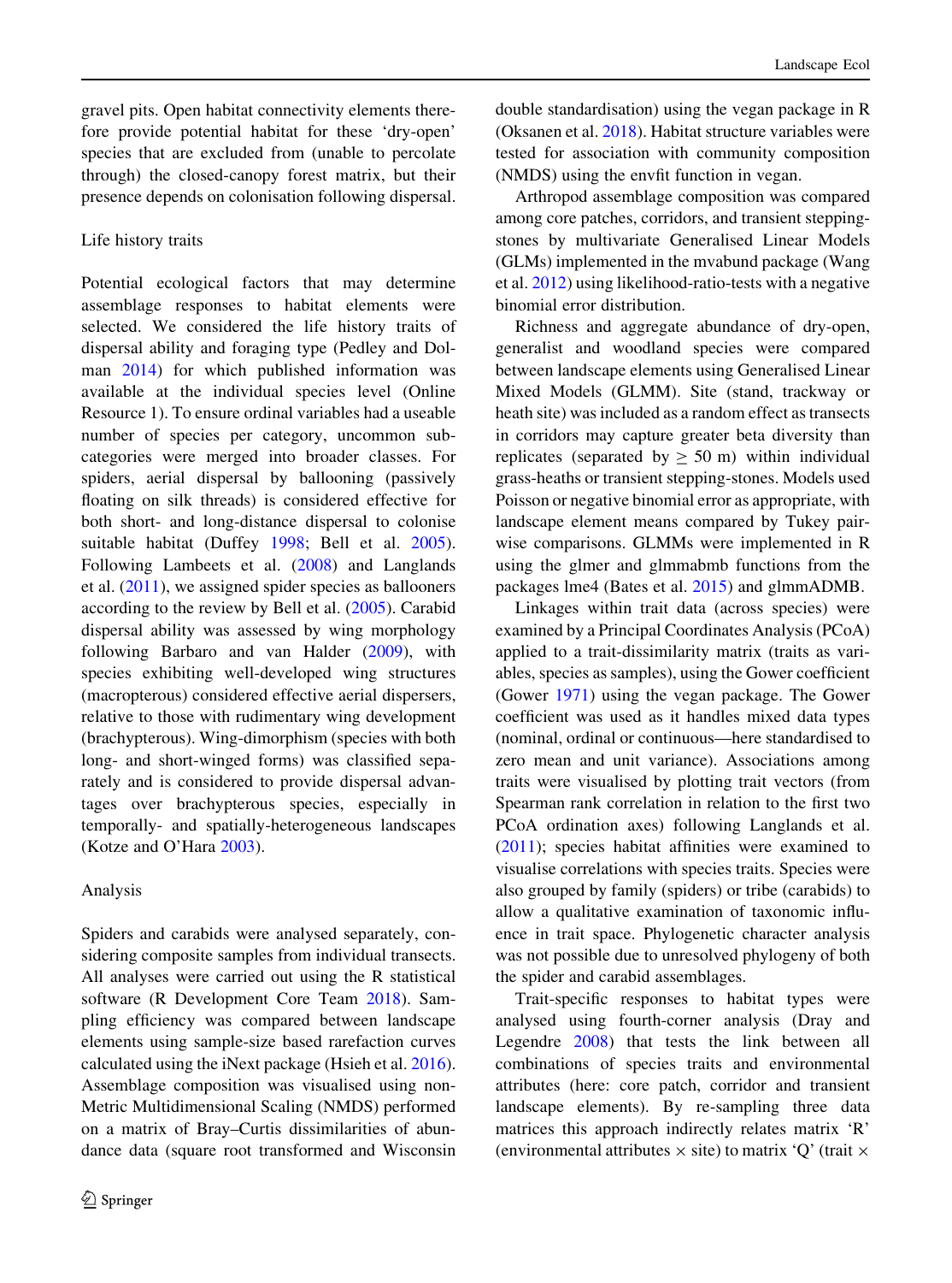gravel pits. Open habitat connectivity elements therefore provide potential habitat for these 'dry-open' species that are excluded from (unable to percolate through) the closed-canopy forest matrix, but their presence depends on colonisation following dispersal.

## Life history traits

Potential ecological factors that may determine assemblage responses to habitat elements were selected. We considered the life history traits of dispersal ability and foraging type (Pedley and Dolman 2014) for which published information was available at the individual species level (Online Resource 1). To ensure ordinal variables had a useable number of species per category, uncommon subcategories were merged into broader classes. For spiders, aerial dispersal by ballooning (passively floating on silk threads) is considered effective for both short- and long-distance dispersal to colonise suitable habitat (Duffey 1998; Bell et al. 2005). Following Lambeets et al. (2008) and Langlands et al. (2011), we assigned spider species as ballooners according to the review by Bell et al. (2005). Carabid dispersal ability was assessed by wing morphology following Barbaro and van Halder (2009), with species exhibiting well-developed wing structures (macropterous) considered effective aerial dispersers, relative to those with rudimentary wing development (brachypterous). Wing-dimorphism (species with both long- and short-winged forms) was classified separately and is considered to provide dispersal advantages over brachypterous species, especially in temporally- and spatially-heterogeneous landscapes (Kotze and O'Hara 2003).

## Analysis

Spiders and carabids were analysed separately, considering composite samples from individual transects. All analyses were carried out using the R statistical software (R Development Core Team 2018). Sampling efficiency was compared between landscape elements using sample-size based rarefaction curves calculated using the iNext package (Hsieh et al. 2016). Assemblage composition was visualised using non-Metric Multidimensional Scaling (NMDS) performed on a matrix of Bray–Curtis dissimilarities of abundance data (square root transformed and Wisconsin double standardisation) using the vegan package in R (Oksanen et al. 2018). Habitat structure variables were tested for association with community composition (NMDS) using the envfit function in vegan.

Arthropod assemblage composition was compared among core patches, corridors, and transient stepping-stones by multivariate Generalised Linear Models (GLMs) implemented in the mvabund package (Wang et al. 2012) using likelihood-ratio-tests with a negative binomial error distribution.

Richness and aggregate abundance of dry-open, generalist and woodland species were compared between landscape elements using Generalised Linear Mixed Models (GLMM). Site (stand, trackway or heath site) was included as a random effect as transects in corridors may capture greater beta diversity than replicates (separated by $\geq$ 50 m) within individual grass-heaths or transient stepping-stones. Models used Poisson or negative binomial error as appropriate, with landscape element means compared by Tukey pairwise comparisons. GLMMs were implemented in R using the glmer and glmmabmb functions from the packages lme4 (Bates et al. 2015) and glmmADMB.

Linkages within trait data (across species) were examined by a Principal Coordinates Analysis (PCoA) applied to a trait-dissimilarity matrix (traits as variables, species as samples), using the Gower coefficient (Gower 1971) using the vegan package. The Gower coefficient was used as it handles mixed data types (nominal, ordinal or continuous—here standardised to zero mean and unit variance). Associations among traits were visualised by plotting trait vectors (from Spearman rank correlation in relation to the first two PCoA ordination axes) following Langlands et al. (2011); species habitat affinities were examined to visualise correlations with species traits. Species were also grouped by family (spiders) or tribe (carabids) to allow a qualitative examination of taxonomic influence in trait space. Phylogenetic character analysis was not possible due to unresolved phylogeny of both the spider and carabid assemblages.

Trait-specific responses to habitat types were analysed using fourth-corner analysis (Dray and Legendre 2008) that tests the link between all combinations of species traits and environmental attributes (here: core patch, corridor and transient landscape elements). By re-sampling three data matrices this approach indirectly relates matrix 'R' (environmental attributes $\times$ site) to matrix 'Q' (trait $\times$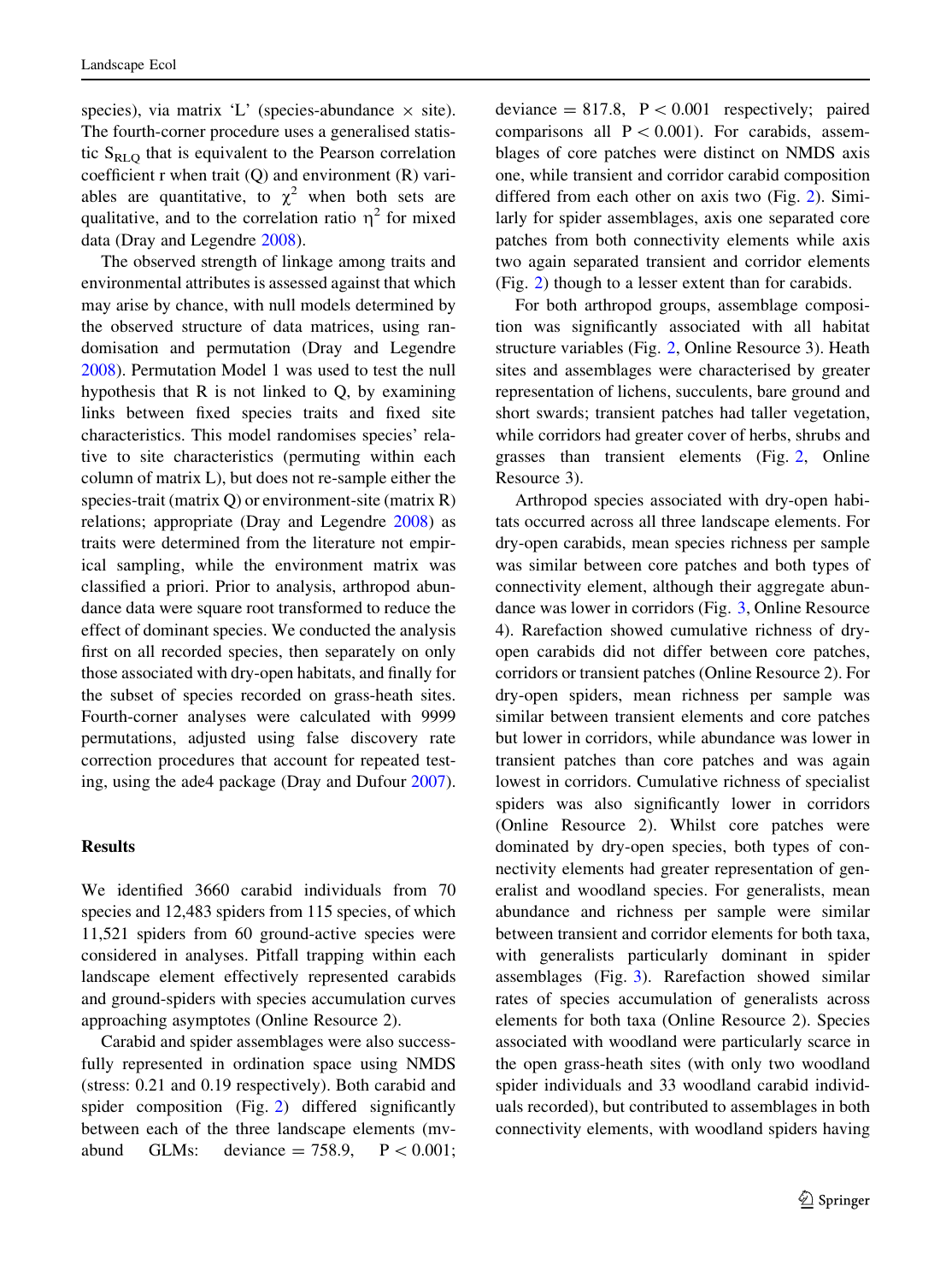species), via matrix 'L' (species-abundance × site). The fourth-corner procedure uses a generalised statistic $S_{RLQ}$ that is equivalent to the Pearson correlation coefficient r when trait (Q) and environment (R) variables are quantitative, to $\chi^2$ when both sets are qualitative, and to the correlation ratio $\eta^2$ for mixed data (Dray and Legendre 2008).

The observed strength of linkage among traits and environmental attributes is assessed against that which may arise by chance, with null models determined by the observed structure of data matrices, using randomisation and permutation (Dray and Legendre 2008). Permutation Model 1 was used to test the null hypothesis that R is not linked to Q, by examining links between fixed species traits and fixed site characteristics. This model randomises species' relative to site characteristics (permuting within each column of matrix L), but does not re-sample either the species-trait (matrix Q) or environment-site (matrix R) relations; appropriate (Dray and Legendre 2008) as traits were determined from the literature not empirical sampling, while the environment matrix was classified a priori. Prior to analysis, arthropod abundance data were square root transformed to reduce the effect of dominant species. We conducted the analysis first on all recorded species, then separately on only those associated with dry-open habitats, and finally for the subset of species recorded on grass-heath sites. Fourth-corner analyses were calculated with 9999 permutations, adjusted using false discovery rate correction procedures that account for repeated testing, using the ade4 package (Dray and Dufour 2007).

## Results

We identified 3660 carabid individuals from 70 species and 12,483 spiders from 115 species, of which 11,521 spiders from 60 ground-active species were considered in analyses. Pitfall trapping within each landscape element effectively represented carabids and ground-spiders with species accumulation curves approaching asymptotes (Online Resource 2).

Carabid and spider assemblages were also successfully represented in ordination space using NMDS (stress: 0.21 and 0.19 respectively). Both carabid and spider composition (Fig. 2) differed significantly between each of the three landscape elements (mv-abund GLMs: deviance = 758.9, $P < 0.001$; deviance = 817.8, $P < 0.001$ respectively; paired comparisons all $P < 0.001$). For carabids, assemblages of core patches were distinct on NMDS axis one, while transient and corridor carabid composition differed from each other on axis two (Fig. 2). Similarly for spider assemblages, axis one separated core patches from both connectivity elements while axis two again separated transient and corridor elements (Fig. 2) though to a lesser extent than for carabids.

For both arthropod groups, assemblage composition was significantly associated with all habitat structure variables (Fig. 2, Online Resource 3). Heath sites and assemblages were characterised by greater representation of lichens, succulents, bare ground and short swards; transient patches had taller vegetation, while corridors had greater cover of herbs, shrubs and grasses than transient elements (Fig. 2, Online Resource 3).

Arthropod species associated with dry-open habitats occurred across all three landscape elements. For dry-open carabids, mean species richness per sample was similar between core patches and both types of connectivity element, although their aggregate abundance was lower in corridors (Fig. 3, Online Resource 4). Rarefaction showed cumulative richness of dry-open carabids did not differ between core patches, corridors or transient patches (Online Resource 2). For dry-open spiders, mean richness per sample was similar between transient elements and core patches but lower in corridors, while abundance was lower in transient patches than core patches and was again lowest in corridors. Cumulative richness of specialist spiders was also significantly lower in corridors (Online Resource 2). Whilst core patches were dominated by dry-open species, both types of connectivity elements had greater representation of generalist and woodland species. For generalists, mean abundance and richness per sample were similar between transient and corridor elements for both taxa, with generalists particularly dominant in spider assemblages (Fig. 3). Rarefaction showed similar rates of species accumulation of generalists across elements for both taxa (Online Resource 2). Species associated with woodland were particularly scarce in the open grass-heath sites (with only two woodland spider individuals and 33 woodland carabid individuals recorded), but contributed to assemblages in both connectivity elements, with woodland spiders having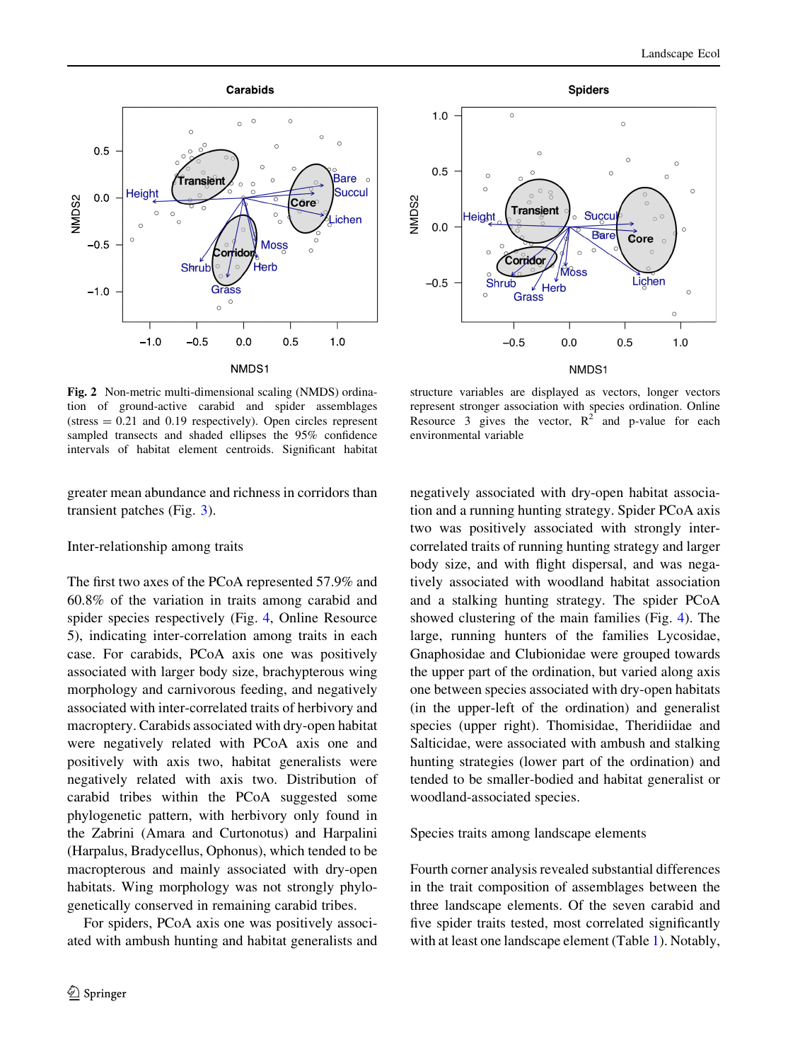**Fig. 2** Non-metric multi-dimensional scaling (NMDS) ordination of ground-active carabid and spider assemblages (stress = 0.21 and 0.19 respectively). Open circles represent sampled transects and shaded ellipses the 95% confidence intervals of habitat element centroids. Significant habitat structure variables are displayed as vectors, longer vectors represent stronger association with species ordination. Online Resource 3 gives the vector, $R^2$ and p-value for each environmental variable

greater mean abundance and richness in corridors than transient patches (Fig. 3).

Inter-relationship among traits

The first two axes of the PCoA represented 57.9% and 60.8% of the variation in traits among carabid and spider species respectively (Fig. 4, Online Resource 5), indicating inter-correlation among traits in each case. For carabids, PCoA axis one was positively associated with larger body size, brachypterous wing morphology and carnivorous feeding, and negatively associated with inter-correlated traits of herbivory and macroptery. Carabids associated with dry-open habitat were negatively related with PCoA axis one and positively with axis two, habitat generalists were negatively related with axis two. Distribution of carabid tribes within the PCoA suggested some phylogenetic pattern, with herbivory only found in the Zabrini (Amara and Curtonotus) and Harpalini (Harpalus, Bradycellus, Ophonus), which tended to be macropterous and mainly associated with dry-open habitats. Wing morphology was not strongly phylogenetically conserved in remaining carabid tribes.

For spiders, PCoA axis one was positively associated with ambush hunting and habitat generalists and negatively associated with dry-open habitat association and a running hunting strategy. Spider PCoA axis two was positively associated with strongly inter-correlated traits of running hunting strategy and larger body size, and with flight dispersal, and was negatively associated with woodland habitat association and a stalking hunting strategy. The spider PCoA showed clustering of the main families (Fig. 4). The large, running hunters of the families Lycosidae, Gnaphosidae and Clubionidae were grouped towards the upper part of the ordination, but varied along axis one between species associated with dry-open habitats (in the upper-left of the ordination) and generalist species (upper right). Thomisidae, Theridiidae and Salticidae, were associated with ambush and stalking hunting strategies (lower part of the ordination) and tended to be smaller-bodied and habitat generalist or woodland-associated species.

Species traits among landscape elements

Fourth corner analysis revealed substantial differences in the trait composition of assemblages between the three landscape elements. Of the seven carabid and five spider traits tested, most correlated significantly with at least one landscape element (Table 1). Notably,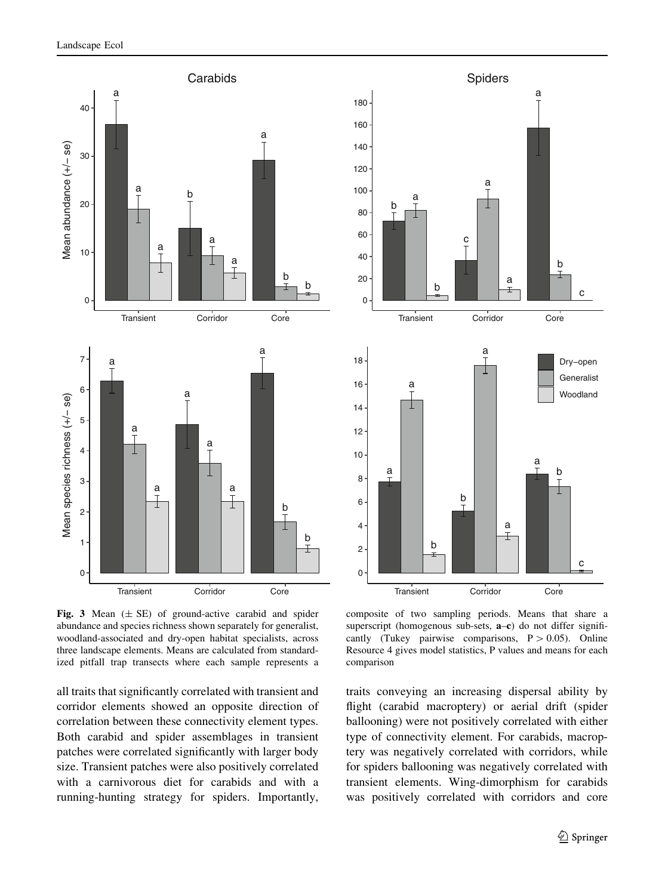**Fig. 3** Mean (± SE) of ground-active carabid and spider abundance and species richness shown separately for generalist, woodland-associated and dry-open habitat specialists, across three landscape elements. Means are calculated from standardized pitfall trap transects where each sample represents a composite of two sampling periods. Means that share a superscript (homogenous sub-sets, **a**–**c**) do not differ significantly (Tukey pairwise comparisons, $P > 0.05$). Online Resource 4 gives model statistics, P values and means for each comparison

all traits that significantly correlated with transient and corridor elements showed an opposite direction of correlation between these connectivity element types. Both carabid and spider assemblages in transient patches were correlated significantly with larger body size. Transient patches were also positively correlated with a carnivorous diet for carabids and with a running-hunting strategy for spiders. Importantly, traits conveying an increasing dispersal ability by flight (carabid macroptery) or aerial drift (spider ballooning) were not positively correlated with either type of connectivity element. For carabids, macroptery was negatively correlated with corridors, while for spiders ballooning was negatively correlated with transient elements. Wing-dimorphism for carabids was positively correlated with corridors and core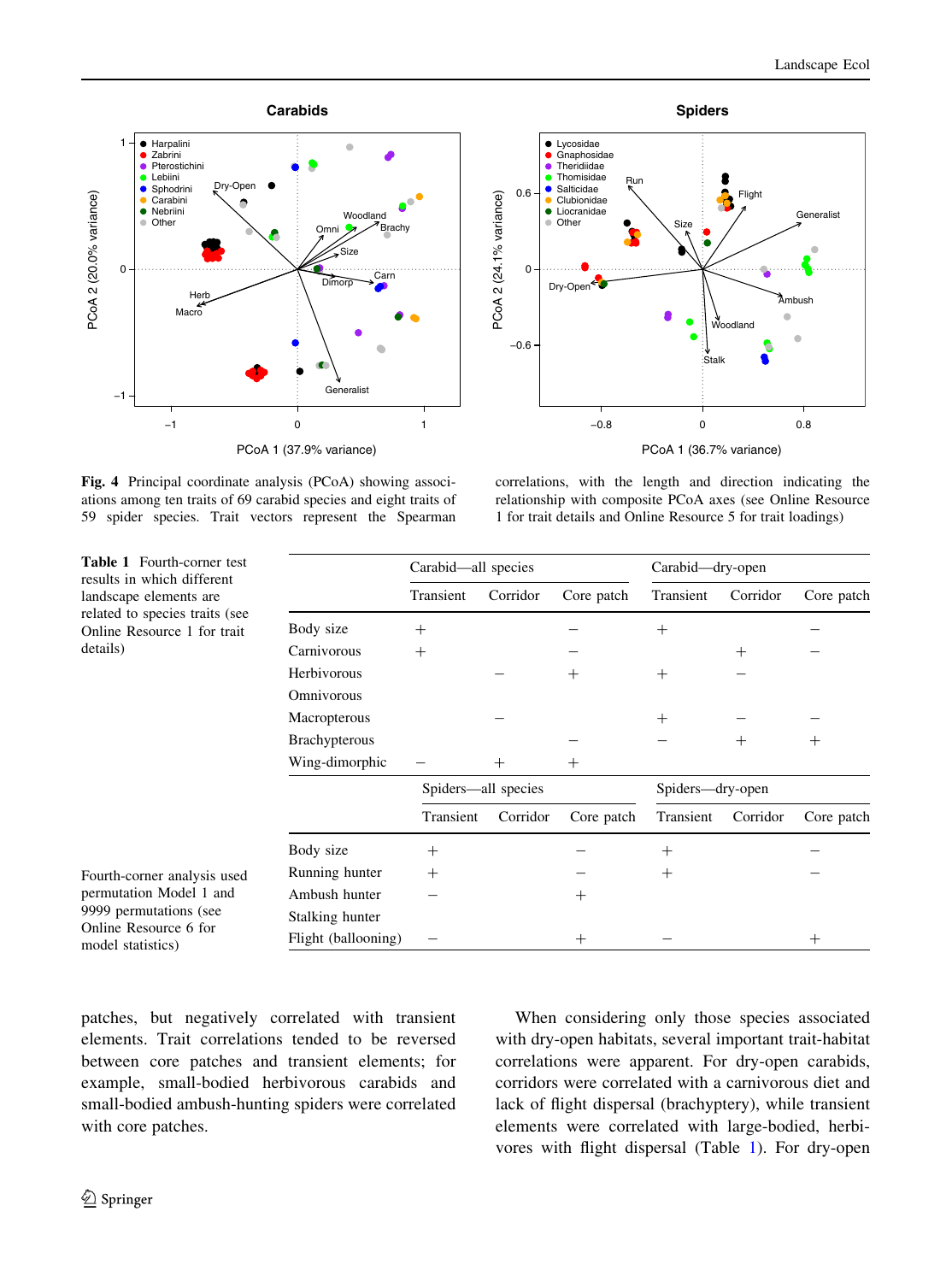**Fig. 4** Principal coordinate analysis (PCoA) showing associations among ten traits of 69 carabid species and eight traits of 59 spider species. Trait vectors represent the Spearman correlations, with the length and direction indicating the relationship with composite PCoA axes (see Online Resource 1 for trait details and Online Resource 5 for trait loadings)

**Table 1** Fourth-corner test results in which different landscape elements are related to species traits (see Online Resource 1 for trait details)

| | Carabid—all species | | | Carabid—dry-open | | |
|---|---|---|---|---|---|---|
| | Transient | Corridor | Core patch | Transient | Corridor | Core patch |
| Body size | + | | − | + | | − |
| Carnivorous | + | | − | | + | − |
| Herbivorous | | − | + | + | − | |
| Omnivorous | | | | | | |
| Macropterous | | − | | + | − | − |
| Brachypterous | | | − | − | + | + |
| Wing-dimorphic | − | + | + | | | |
| | **Spiders—all species** | | | **Spiders—dry-open** | | |
| | Transient | Corridor | Core patch | Transient | Corridor | Core patch |
| Body size | + | | − | + | | − |
| Running hunter | + | | − | + | | − |
| Ambush hunter | − | | + | | | |
| Stalking hunter | | | | | | |
| Flight (ballooning) | − | | + | − | | + |

Fourth-corner analysis used permutation Model 1 and 9999 permutations (see Online Resource 6 for model statistics)

patches, but negatively correlated with transient elements. Trait correlations tended to be reversed between core patches and transient elements; for example, small-bodied herbivorous carabids and small-bodied ambush-hunting spiders were correlated with core patches.

When considering only those species associated with dry-open habitats, several important trait-habitat correlations were apparent. For dry-open carabids, corridors were correlated with a carnivorous diet and lack of flight dispersal (brachyptery), while transient elements were correlated with large-bodied, herbivores with flight dispersal (Table 1). For dry-open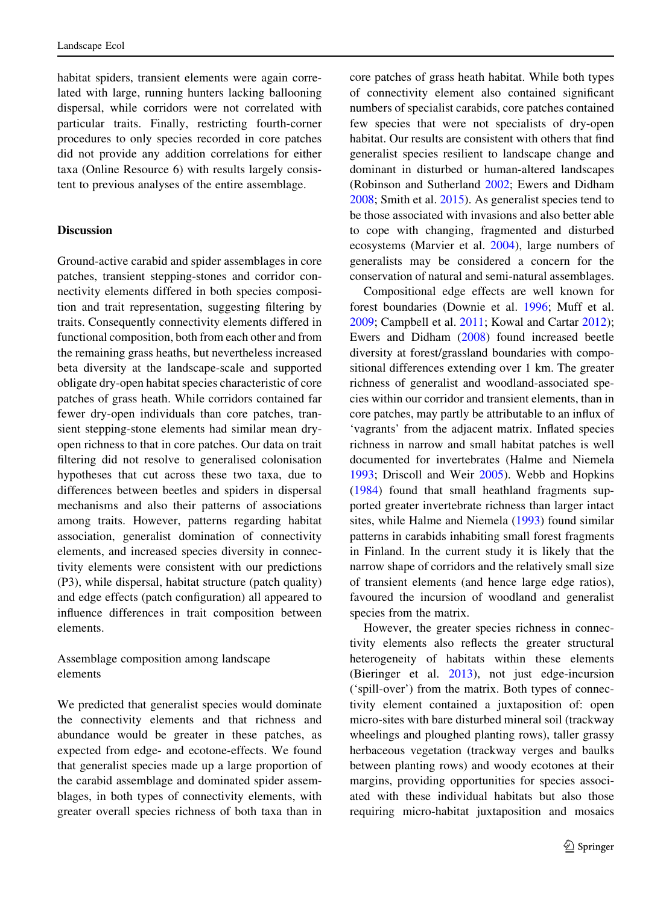habitat spiders, transient elements were again correlated with large, running hunters lacking ballooning dispersal, while corridors were not correlated with particular traits. Finally, restricting fourth-corner procedures to only species recorded in core patches did not provide any addition correlations for either taxa (Online Resource 6) with results largely consistent to previous analyses of the entire assemblage.

## Discussion

Ground-active carabid and spider assemblages in core patches, transient stepping-stones and corridor connectivity elements differed in both species composition and trait representation, suggesting filtering by traits. Consequently connectivity elements differed in functional composition, both from each other and from the remaining grass heaths, but nevertheless increased beta diversity at the landscape-scale and supported obligate dry-open habitat species characteristic of core patches of grass heath. While corridors contained far fewer dry-open individuals than core patches, transient stepping-stone elements had similar mean dry-open richness to that in core patches. Our data on trait filtering did not resolve to generalised colonisation hypotheses that cut across these two taxa, due to differences between beetles and spiders in dispersal mechanisms and also their patterns of associations among traits. However, patterns regarding habitat association, generalist domination of connectivity elements, and increased species diversity in connectivity elements were consistent with our predictions (P3), while dispersal, habitat structure (patch quality) and edge effects (patch configuration) all appeared to influence differences in trait composition between elements.

### Assemblage composition among landscape elements

We predicted that generalist species would dominate the connectivity elements and that richness and abundance would be greater in these patches, as expected from edge- and ecotone-effects. We found that generalist species made up a large proportion of the carabid assemblage and dominated spider assemblages, in both types of connectivity elements, with greater overall species richness of both taxa than in core patches of grass heath habitat. While both types of connectivity element also contained significant numbers of specialist carabids, core patches contained few species that were not specialists of dry-open habitat. Our results are consistent with others that find generalist species resilient to landscape change and dominant in disturbed or human-altered landscapes (Robinson and Sutherland 2002; Ewers and Didham 2008; Smith et al. 2015). As generalist species tend to be those associated with invasions and also better able to cope with changing, fragmented and disturbed ecosystems (Marvier et al. 2004), large numbers of generalists may be considered a concern for the conservation of natural and semi-natural assemblages.

Compositional edge effects are well known for forest boundaries (Downie et al. 1996; Muff et al. 2009; Campbell et al. 2011; Kowal and Cartar 2012); Ewers and Didham (2008) found increased beetle diversity at forest/grassland boundaries with compositional differences extending over 1 km. The greater richness of generalist and woodland-associated species within our corridor and transient elements, than in core patches, may partly be attributable to an influx of 'vagrants' from the adjacent matrix. Inflated species richness in narrow and small habitat patches is well documented for invertebrates (Halme and Niemela 1993; Driscoll and Weir 2005). Webb and Hopkins (1984) found that small heathland fragments supported greater invertebrate richness than larger intact sites, while Halme and Niemela (1993) found similar patterns in carabids inhabiting small forest fragments in Finland. In the current study it is likely that the narrow shape of corridors and the relatively small size of transient elements (and hence large edge ratios), favoured the incursion of woodland and generalist species from the matrix.

However, the greater species richness in connectivity elements also reflects the greater structural heterogeneity of habitats within these elements (Bieringer et al. 2013), not just edge-incursion ('spill-over') from the matrix. Both types of connectivity element contained a juxtaposition of: open micro-sites with bare disturbed mineral soil (trackway wheelings and ploughed planting rows), taller grassy herbaceous vegetation (trackway verges and baulks between planting rows) and woody ecotones at their margins, providing opportunities for species associated with these individual habitats but also those requiring micro-habitat juxtaposition and mosaics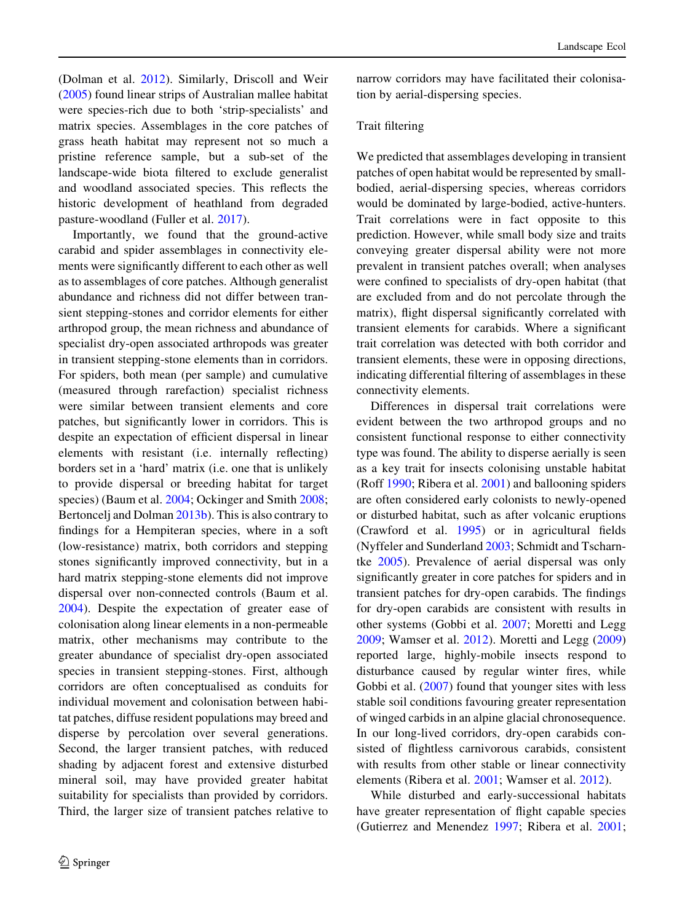(Dolman et al. 2012). Similarly, Driscoll and Weir (2005) found linear strips of Australian mallee habitat were species-rich due to both 'strip-specialists' and matrix species. Assemblages in the core patches of grass heath habitat may represent not so much a pristine reference sample, but a sub-set of the landscape-wide biota filtered to exclude generalist and woodland associated species. This reflects the historic development of heathland from degraded pasture-woodland (Fuller et al. 2017).

Importantly, we found that the ground-active carabid and spider assemblages in connectivity elements were significantly different to each other as well as to assemblages of core patches. Although generalist abundance and richness did not differ between transient stepping-stones and corridor elements for either arthropod group, the mean richness and abundance of specialist dry-open associated arthropods was greater in transient stepping-stone elements than in corridors. For spiders, both mean (per sample) and cumulative (measured through rarefaction) specialist richness were similar between transient elements and core patches, but significantly lower in corridors. This is despite an expectation of efficient dispersal in linear elements with resistant (i.e. internally reflecting) borders set in a 'hard' matrix (i.e. one that is unlikely to provide dispersal or breeding habitat for target species) (Baum et al. 2004; Ockinger and Smith 2008; Bertoncelj and Dolman 2013b). This is also contrary to findings for a Hempiteran species, where in a soft (low-resistance) matrix, both corridors and stepping stones significantly improved connectivity, but in a hard matrix stepping-stone elements did not improve dispersal over non-connected controls (Baum et al. 2004). Despite the expectation of greater ease of colonisation along linear elements in a non-permeable matrix, other mechanisms may contribute to the greater abundance of specialist dry-open associated species in transient stepping-stones. First, although corridors are often conceptualised as conduits for individual movement and colonisation between habitat patches, diffuse resident populations may breed and disperse by percolation over several generations. Second, the larger transient patches, with reduced shading by adjacent forest and extensive disturbed mineral soil, may have provided greater habitat suitability for specialists than provided by corridors. Third, the larger size of transient patches relative to narrow corridors may have facilitated their colonisation by aerial-dispersing species.

### Trait filtering

We predicted that assemblages developing in transient patches of open habitat would be represented by small-bodied, aerial-dispersing species, whereas corridors would be dominated by large-bodied, active-hunters. Trait correlations were in fact opposite to this prediction. However, while small body size and traits conveying greater dispersal ability were not more prevalent in transient patches overall; when analyses were confined to specialists of dry-open habitat (that are excluded from and do not percolate through the matrix), flight dispersal significantly correlated with transient elements for carabids. Where a significant trait correlation was detected with both corridor and transient elements, these were in opposing directions, indicating differential filtering of assemblages in these connectivity elements.

Differences in dispersal trait correlations were evident between the two arthropod groups and no consistent functional response to either connectivity type was found. The ability to disperse aerially is seen as a key trait for insects colonising unstable habitat (Roff 1990; Ribera et al. 2001) and ballooning spiders are often considered early colonists to newly-opened or disturbed habitat, such as after volcanic eruptions (Crawford et al. 1995) or in agricultural fields (Nyffeler and Sunderland 2003; Schmidt and Tscharntke 2005). Prevalence of aerial dispersal was only significantly greater in core patches for spiders and in transient patches for dry-open carabids. The findings for dry-open carabids are consistent with results in other systems (Gobbi et al. 2007; Moretti and Legg 2009; Wamser et al. 2012). Moretti and Legg (2009) reported large, highly-mobile insects respond to disturbance caused by regular winter fires, while Gobbi et al. (2007) found that younger sites with less stable soil conditions favouring greater representation of winged carbids in an alpine glacial chronosequence. In our long-lived corridors, dry-open carabids consisted of flightless carnivorous carabids, consistent with results from other stable or linear connectivity elements (Ribera et al. 2001; Wamser et al. 2012).

While disturbed and early-successional habitats have greater representation of flight capable species (Gutierrez and Menendez 1997; Ribera et al. 2001;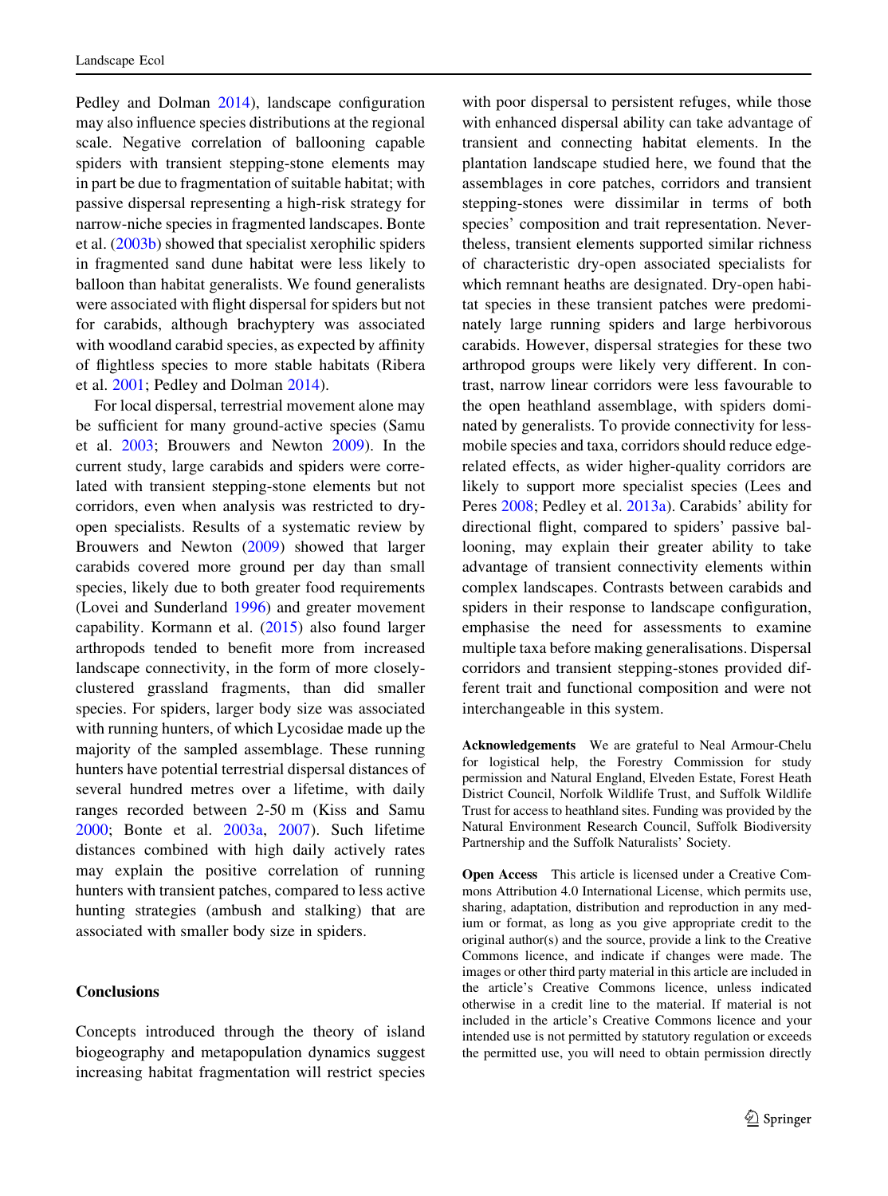Pedley and Dolman 2014), landscape configuration may also influence species distributions at the regional scale. Negative correlation of ballooning capable spiders with transient stepping-stone elements may in part be due to fragmentation of suitable habitat; with passive dispersal representing a high-risk strategy for narrow-niche species in fragmented landscapes. Bonte et al. (2003b) showed that specialist xerophilic spiders in fragmented sand dune habitat were less likely to balloon than habitat generalists. We found generalists were associated with flight dispersal for spiders but not for carabids, although brachyptery was associated with woodland carabid species, as expected by affinity of flightless species to more stable habitats (Ribera et al. 2001; Pedley and Dolman 2014).

For local dispersal, terrestrial movement alone may be sufficient for many ground-active species (Samu et al. 2003; Brouwers and Newton 2009). In the current study, large carabids and spiders were correlated with transient stepping-stone elements but not corridors, even when analysis was restricted to dry-open specialists. Results of a systematic review by Brouwers and Newton (2009) showed that larger carabids covered more ground per day than small species, likely due to both greater food requirements (Lovei and Sunderland 1996) and greater movement capability. Kormann et al. (2015) also found larger arthropods tended to benefit more from increased landscape connectivity, in the form of more closely-clustered grassland fragments, than did smaller species. For spiders, larger body size was associated with running hunters, of which Lycosidae made up the majority of the sampled assemblage. These running hunters have potential terrestrial dispersal distances of several hundred metres over a lifetime, with daily ranges recorded between 2-50 m (Kiss and Samu 2000; Bonte et al. 2003a, 2007). Such lifetime distances combined with high daily actively rates may explain the positive correlation of running hunters with transient patches, compared to less active hunting strategies (ambush and stalking) that are associated with smaller body size in spiders.

## Conclusions

Concepts introduced through the theory of island biogeography and metapopulation dynamics suggest increasing habitat fragmentation will restrict species with poor dispersal to persistent refuges, while those with enhanced dispersal ability can take advantage of transient and connecting habitat elements. In the plantation landscape studied here, we found that the assemblages in core patches, corridors and transient stepping-stones were dissimilar in terms of both species' composition and trait representation. Nevertheless, transient elements supported similar richness of characteristic dry-open associated specialists for which remnant heaths are designated. Dry-open habitat species in these transient patches were predominately large running spiders and large herbivorous carabids. However, dispersal strategies for these two arthropod groups were likely very different. In contrast, narrow linear corridors were less favourable to the open heathland assemblage, with spiders dominated by generalists. To provide connectivity for less-mobile species and taxa, corridors should reduce edge-related effects, as wider higher-quality corridors are likely to support more specialist species (Lees and Peres 2008; Pedley et al. 2013a). Carabids' ability for directional flight, compared to spiders' passive ballooning, may explain their greater ability to take advantage of transient connectivity elements within complex landscapes. Contrasts between carabids and spiders in their response to landscape configuration, emphasise the need for assessments to examine multiple taxa before making generalisations. Dispersal corridors and transient stepping-stones provided different trait and functional composition and were not interchangeable in this system.

**Acknowledgements** We are grateful to Neal Armour-Chelu for logistical help, the Forestry Commission for study permission and Natural England, Elveden Estate, Forest Heath District Council, Norfolk Wildlife Trust, and Suffolk Wildlife Trust for access to heathland sites. Funding was provided by the Natural Environment Research Council, Suffolk Biodiversity Partnership and the Suffolk Naturalists' Society.

**Open Access** This article is licensed under a Creative Commons Attribution 4.0 International License, which permits use, sharing, adaptation, distribution and reproduction in any medium or format, as long as you give appropriate credit to the original author(s) and the source, provide a link to the Creative Commons licence, and indicate if changes were made. The images or other third party material in this article are included in the article's Creative Commons licence, unless indicated otherwise in a credit line to the material. If material is not included in the article's Creative Commons licence and your intended use is not permitted by statutory regulation or exceeds the permitted use, you will need to obtain permission directly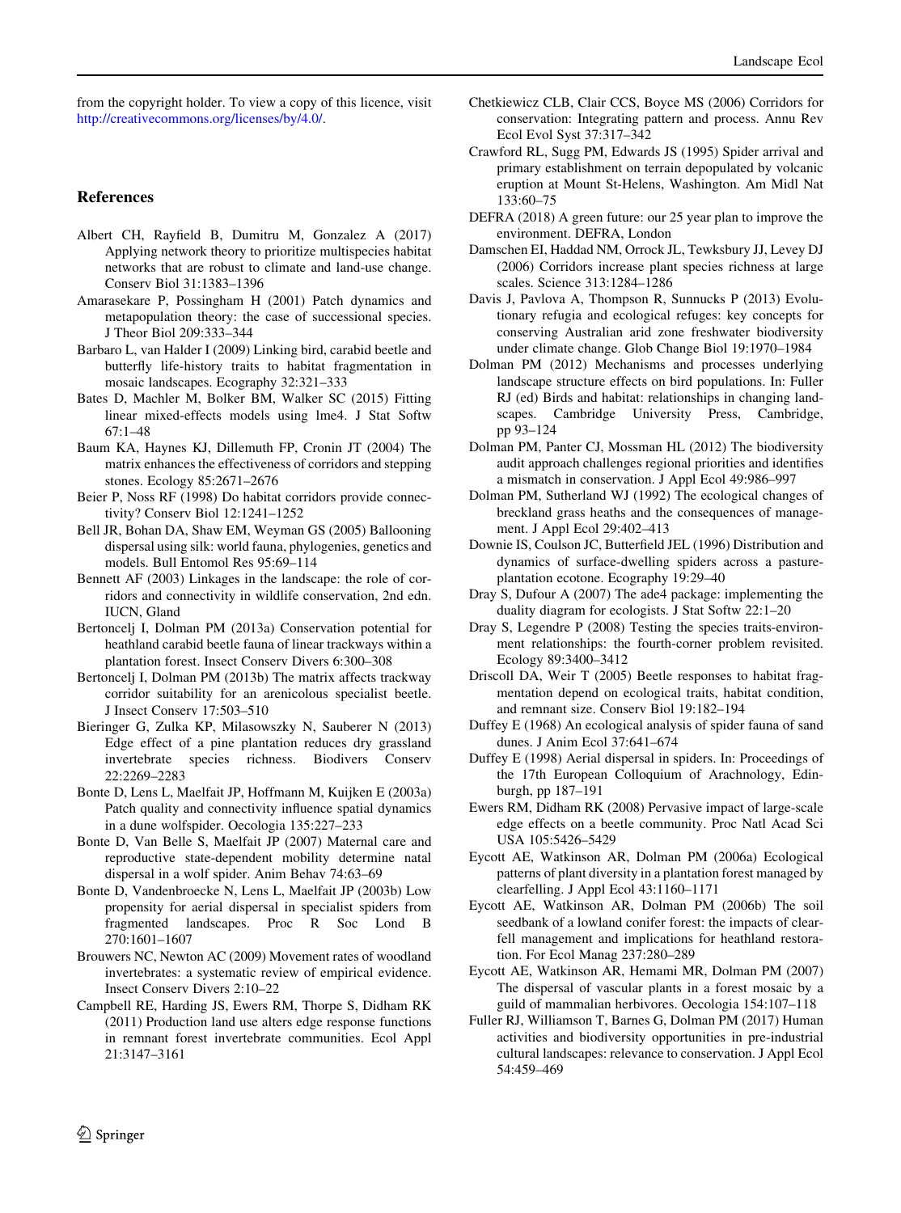from the copyright holder. To view a copy of this licence, visit http://creativecommons.org/licenses/by/4.0/.

## References

Albert CH, Rayfield B, Dumitru M, Gonzalez A (2017) Applying network theory to prioritize multispecies habitat networks that are robust to climate and land-use change. Conserv Biol 31:1383–1396

Amarasekare P, Possingham H (2001) Patch dynamics and metapopulation theory: the case of successional species. J Theor Biol 209:333–344

Barbaro L, van Halder I (2009) Linking bird, carabid beetle and butterfly life-history traits to habitat fragmentation in mosaic landscapes. Ecography 32:321–333

Bates D, Machler M, Bolker BM, Walker SC (2015) Fitting linear mixed-effects models using lme4. J Stat Softw 67:1–48

Baum KA, Haynes KJ, Dillemuth FP, Cronin JT (2004) The matrix enhances the effectiveness of corridors and stepping stones. Ecology 85:2671–2676

Beier P, Noss RF (1998) Do habitat corridors provide connectivity? Conserv Biol 12:1241–1252

Bell JR, Bohan DA, Shaw EM, Weyman GS (2005) Ballooning dispersal using silk: world fauna, phylogenies, genetics and models. Bull Entomol Res 95:69–114

Bennett AF (2003) Linkages in the landscape: the role of corridors and connectivity in wildlife conservation, 2nd edn. IUCN, Gland

Bertoncelj I, Dolman PM (2013a) Conservation potential for heathland carabid beetle fauna of linear trackways within a plantation forest. Insect Conserv Divers 6:300–308

Bertoncelj I, Dolman PM (2013b) The matrix affects trackway corridor suitability for an arenicolous specialist beetle. J Insect Conserv 17:503–510

Bieringer G, Zulka KP, Milasowszky N, Sauberer N (2013) Edge effect of a pine plantation reduces dry grassland invertebrate species richness. Biodivers Conserv 22:2269–2283

Bonte D, Lens L, Maelfait JP, Hoffmann M, Kuijken E (2003a) Patch quality and connectivity influence spatial dynamics in a dune wolfspider. Oecologia 135:227–233

Bonte D, Van Belle S, Maelfait JP (2007) Maternal care and reproductive state-dependent mobility determine natal dispersal in a wolf spider. Anim Behav 74:63–69

Bonte D, Vandenbroecke N, Lens L, Maelfait JP (2003b) Low propensity for aerial dispersal in specialist spiders from fragmented landscapes. Proc R Soc Lond B 270:1601–1607

Brouwers NC, Newton AC (2009) Movement rates of woodland invertebrates: a systematic review of empirical evidence. Insect Conserv Divers 2:10–22

Campbell RE, Harding JS, Ewers RM, Thorpe S, Didham RK (2011) Production land use alters edge response functions in remnant forest invertebrate communities. Ecol Appl 21:3147–3161

Chetkiewicz CLB, Clair CCS, Boyce MS (2006) Corridors for conservation: Integrating pattern and process. Annu Rev Ecol Evol Syst 37:317–342

Crawford RL, Sugg PM, Edwards JS (1995) Spider arrival and primary establishment on terrain depopulated by volcanic eruption at Mount St-Helens, Washington. Am Midl Nat 133:60–75

DEFRA (2018) A green future: our 25 year plan to improve the environment. DEFRA, London

Damschen EI, Haddad NM, Orrock JL, Tewksbury JJ, Levey DJ (2006) Corridors increase plant species richness at large scales. Science 313:1284–1286

Davis J, Pavlova A, Thompson R, Sunnucks P (2013) Evolutionary refugia and ecological refuges: key concepts for conserving Australian arid zone freshwater biodiversity under climate change. Glob Change Biol 19:1970–1984

Dolman PM (2012) Mechanisms and processes underlying landscape structure effects on bird populations. In: Fuller RJ (ed) Birds and habitat: relationships in changing landscapes. Cambridge University Press, Cambridge, pp 93–124

Dolman PM, Panter CJ, Mossman HL (2012) The biodiversity audit approach challenges regional priorities and identifies a mismatch in conservation. J Appl Ecol 49:986–997

Dolman PM, Sutherland WJ (1992) The ecological changes of breckland grass heaths and the consequences of management. J Appl Ecol 29:402–413

Downie IS, Coulson JC, Butterfield JEL (1996) Distribution and dynamics of surface-dwelling spiders across a pasture-plantation ecotone. Ecography 19:29–40

Dray S, Dufour A (2007) The ade4 package: implementing the duality diagram for ecologists. J Stat Softw 22:1–20

Dray S, Legendre P (2008) Testing the species traits-environment relationships: the fourth-corner problem revisited. Ecology 89:3400–3412

Driscoll DA, Weir T (2005) Beetle responses to habitat fragmentation depend on ecological traits, habitat condition, and remnant size. Conserv Biol 19:182–194

Duffey E (1968) An ecological analysis of spider fauna of sand dunes. J Anim Ecol 37:641–674

Duffey E (1998) Aerial dispersal in spiders. In: Proceedings of the 17th European Colloquium of Arachnology, Edinburgh, pp 187–191

Ewers RM, Didham RK (2008) Pervasive impact of large-scale edge effects on a beetle community. Proc Natl Acad Sci USA 105:5426–5429

Eycott AE, Watkinson AR, Dolman PM (2006a) Ecological patterns of plant diversity in a plantation forest managed by clearfelling. J Appl Ecol 43:1160–1171

Eycott AE, Watkinson AR, Dolman PM (2006b) The soil seedbank of a lowland conifer forest: the impacts of clear-fell management and implications for heathland restoration. For Ecol Manag 237:280–289

Eycott AE, Watkinson AR, Hemami MR, Dolman PM (2007) The dispersal of vascular plants in a forest mosaic by a guild of mammalian herbivores. Oecologia 154:107–118

Fuller RJ, Williamson T, Barnes G, Dolman PM (2017) Human activities and biodiversity opportunities in pre-industrial cultural landscapes: relevance to conservation. J Appl Ecol 54:459–469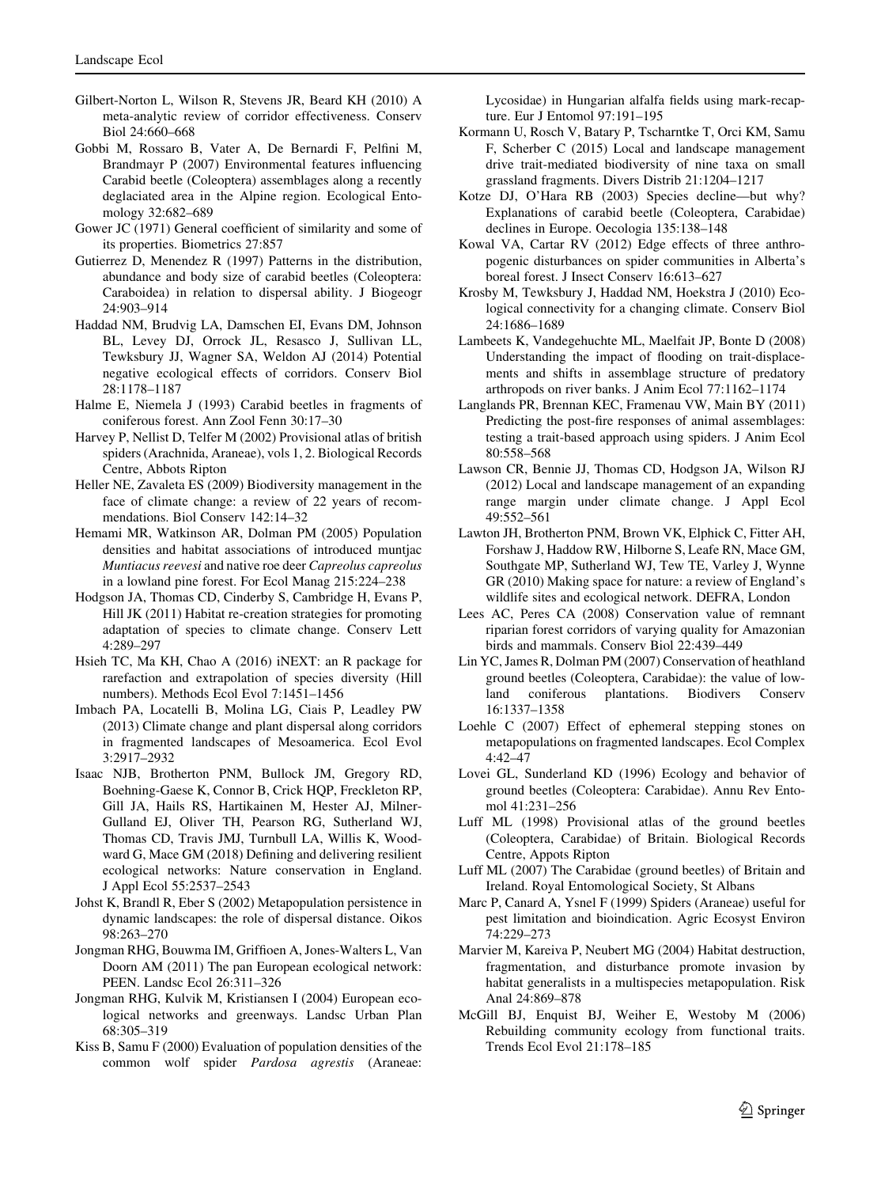Gilbert-Norton L, Wilson R, Stevens JR, Beard KH (2010) A meta-analytic review of corridor effectiveness. Conserv Biol 24:660–668

Gobbi M, Rossaro B, Vater A, De Bernardi F, Pelfini M, Brandmayr P (2007) Environmental features influencing Carabid beetle (Coleoptera) assemblages along a recently deglaciated area in the Alpine region. Ecological Entomology 32:682–689

Gower JC (1971) General coefficient of similarity and some of its properties. Biometrics 27:857

Gutierrez D, Menendez R (1997) Patterns in the distribution, abundance and body size of carabid beetles (Coleoptera: Caraboidea) in relation to dispersal ability. J Biogeogr 24:903–914

Haddad NM, Brudvig LA, Damschen EI, Evans DM, Johnson BL, Levey DJ, Orrock JL, Resasco J, Sullivan LL, Tewksbury JJ, Wagner SA, Weldon AJ (2014) Potential negative ecological effects of corridors. Conserv Biol 28:1178–1187

Halme E, Niemela J (1993) Carabid beetles in fragments of coniferous forest. Ann Zool Fenn 30:17–30

Harvey P, Nellist D, Telfer M (2002) Provisional atlas of british spiders (Arachnida, Araneae), vols 1, 2. Biological Records Centre, Abbots Ripton

Heller NE, Zavaleta ES (2009) Biodiversity management in the face of climate change: a review of 22 years of recommendations. Biol Conserv 142:14–32

Hemami MR, Watkinson AR, Dolman PM (2005) Population densities and habitat associations of introduced muntjac *Muntiacus reevesi* and native roe deer *Capreolus capreolus* in a lowland pine forest. For Ecol Manag 215:224–238

Hodgson JA, Thomas CD, Cinderby S, Cambridge H, Evans P, Hill JK (2011) Habitat re-creation strategies for promoting adaptation of species to climate change. Conserv Lett 4:289–297

Hsieh TC, Ma KH, Chao A (2016) iNEXT: an R package for rarefaction and extrapolation of species diversity (Hill numbers). Methods Ecol Evol 7:1451–1456

Imbach PA, Locatelli B, Molina LG, Ciais P, Leadley PW (2013) Climate change and plant dispersal along corridors in fragmented landscapes of Mesoamerica. Ecol Evol 3:2917–2932

Isaac NJB, Brotherton PNM, Bullock JM, Gregory RD, Boehning-Gaese K, Connor B, Crick HQP, Freckleton RP, Gill JA, Hails RS, Hartikainen M, Hester AJ, Milner-Gulland EJ, Oliver TH, Pearson RG, Sutherland WJ, Thomas CD, Travis JMJ, Turnbull LA, Willis K, Woodward G, Mace GM (2018) Defining and delivering resilient ecological networks: Nature conservation in England. J Appl Ecol 55:2537–2543

Johst K, Brandl R, Eber S (2002) Metapopulation persistence in dynamic landscapes: the role of dispersal distance. Oikos 98:263–270

Jongman RHG, Bouwma IM, Griffioen A, Jones-Walters L, Van Doorn AM (2011) The pan European ecological network: PEEN. Landsc Ecol 26:311–326

Jongman RHG, Kulvik M, Kristiansen I (2004) European ecological networks and greenways. Landsc Urban Plan 68:305–319

Kiss B, Samu F (2000) Evaluation of population densities of the common wolf spider *Pardosa agrestis* (Araneae: Lycosidae) in Hungarian alfalfa fields using mark-recapture. Eur J Entomol 97:191–195

Kormann U, Rosch V, Batary P, Tscharntke T, Orci KM, Samu F, Scherber C (2015) Local and landscape management drive trait-mediated biodiversity of nine taxa on small grassland fragments. Divers Distrib 21:1204–1217

Kotze DJ, O'Hara RB (2003) Species decline—but why? Explanations of carabid beetle (Coleoptera, Carabidae) declines in Europe. Oecologia 135:138–148

Kowal VA, Cartar RV (2012) Edge effects of three anthropogenic disturbances on spider communities in Alberta's boreal forest. J Insect Conserv 16:613–627

Krosby M, Tewksbury J, Haddad NM, Hoekstra J (2010) Ecological connectivity for a changing climate. Conserv Biol 24:1686–1689

Lambeets K, Vandegehuchte ML, Maelfait JP, Bonte D (2008) Understanding the impact of flooding on trait-displacements and shifts in assemblage structure of predatory arthropods on river banks. J Anim Ecol 77:1162–1174

Langlands PR, Brennan KEC, Framenau VW, Main BY (2011) Predicting the post-fire responses of animal assemblages: testing a trait-based approach using spiders. J Anim Ecol 80:558–568

Lawson CR, Bennie JJ, Thomas CD, Hodgson JA, Wilson RJ (2012) Local and landscape management of an expanding range margin under climate change. J Appl Ecol 49:552–561

Lawton JH, Brotherton PNM, Brown VK, Elphick C, Fitter AH, Forshaw J, Haddow RW, Hilborne S, Leafe RN, Mace GM, Southgate MP, Sutherland WJ, Tew TE, Varley J, Wynne GR (2010) Making space for nature: a review of England's wildlife sites and ecological network. DEFRA, London

Lees AC, Peres CA (2008) Conservation value of remnant riparian forest corridors of varying quality for Amazonian birds and mammals. Conserv Biol 22:439–449

Lin YC, James R, Dolman PM (2007) Conservation of heathland ground beetles (Coleoptera, Carabidae): the value of lowland coniferous plantations. Biodivers Conserv 16:1337–1358

Loehle C (2007) Effect of ephemeral stepping stones on metapopulations on fragmented landscapes. Ecol Complex 4:42–47

Lovei GL, Sunderland KD (1996) Ecology and behavior of ground beetles (Coleoptera: Carabidae). Annu Rev Entomol 41:231–256

Luff ML (1998) Provisional atlas of the ground beetles (Coleoptera, Carabidae) of Britain. Biological Records Centre, Appots Ripton

Luff ML (2007) The Carabidae (ground beetles) of Britain and Ireland. Royal Entomological Society, St Albans

Marc P, Canard A, Ysnel F (1999) Spiders (Araneae) useful for pest limitation and bioindication. Agric Ecosyst Environ 74:229–273

Marvier M, Kareiva P, Neubert MG (2004) Habitat destruction, fragmentation, and disturbance promote invasion by habitat generalists in a multispecies metapopulation. Risk Anal 24:869–878

McGill BJ, Enquist BJ, Weiher E, Westoby M (2006) Rebuilding community ecology from functional traits. Trends Ecol Evol 21:178–185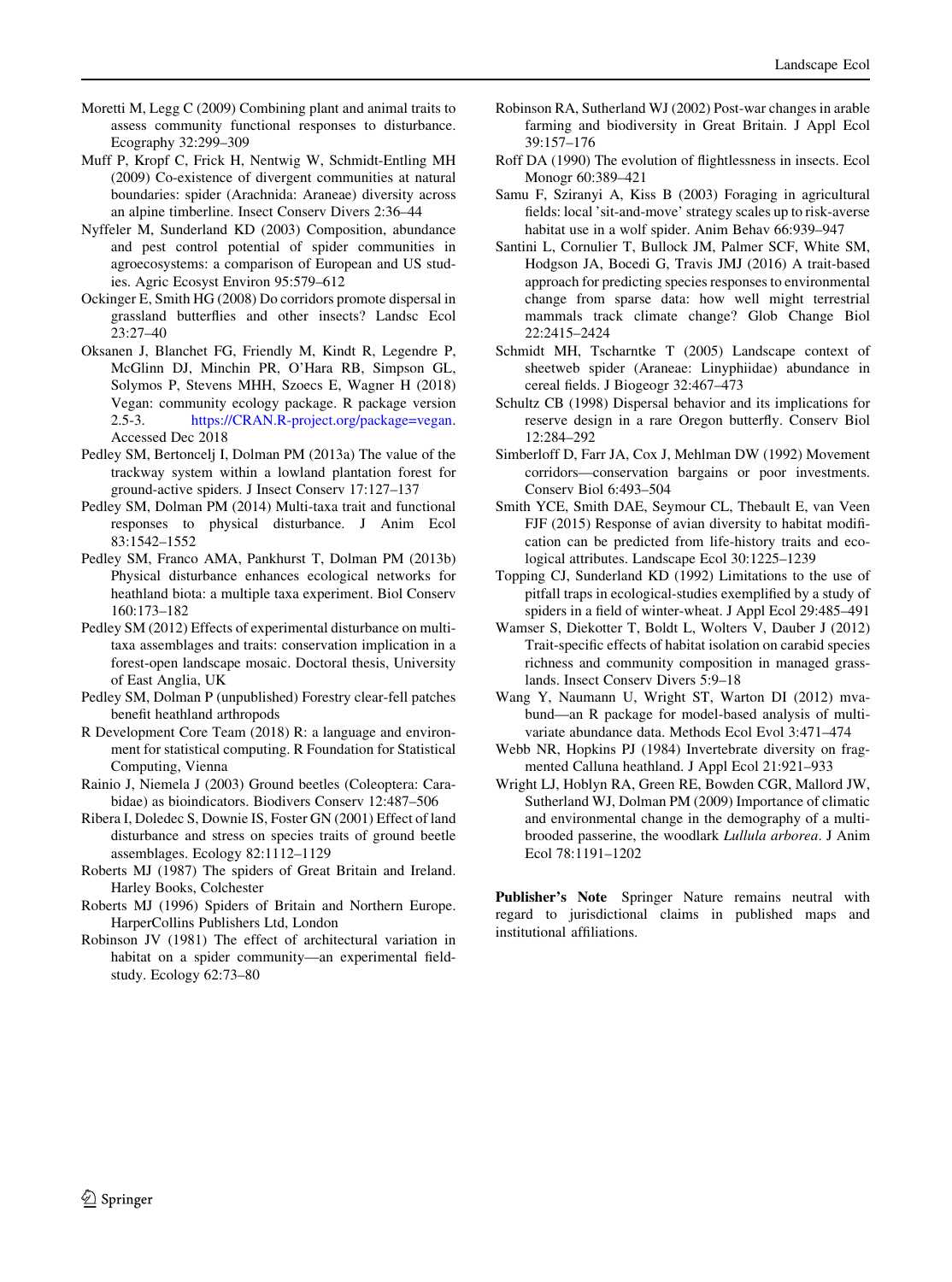Moretti M, Legg C (2009) Combining plant and animal traits to assess community functional responses to disturbance. Ecography 32:299–309

Muff P, Kropf C, Frick H, Nentwig W, Schmidt-Entling MH (2009) Co-existence of divergent communities at natural boundaries: spider (Arachnida: Araneae) diversity across an alpine timberline. Insect Conserv Divers 2:36–44

Nyffeler M, Sunderland KD (2003) Composition, abundance and pest control potential of spider communities in agroecosystems: a comparison of European and US studies. Agric Ecosyst Environ 95:579–612

Ockinger E, Smith HG (2008) Do corridors promote dispersal in grassland butterflies and other insects? Landsc Ecol 23:27–40

Oksanen J, Blanchet FG, Friendly M, Kindt R, Legendre P, McGlinn DJ, Minchin PR, O'Hara RB, Simpson GL, Solymos P, Stevens MHH, Szoecs E, Wagner H (2018) Vegan: community ecology package. R package version 2.5-3. https://CRAN.R-project.org/package=vegan. Accessed Dec 2018

Pedley SM, Bertoncelj I, Dolman PM (2013a) The value of the trackway system within a lowland plantation forest for ground-active spiders. J Insect Conserv 17:127–137

Pedley SM, Dolman PM (2014) Multi-taxa trait and functional responses to physical disturbance. J Anim Ecol 83:1542–1552

Pedley SM, Franco AMA, Pankhurst T, Dolman PM (2013b) Physical disturbance enhances ecological networks for heathland biota: a multiple taxa experiment. Biol Conserv 160:173–182

Pedley SM (2012) Effects of experimental disturbance on multi-taxa assemblages and traits: conservation implication in a forest-open landscape mosaic. Doctoral thesis, University of East Anglia, UK

Pedley SM, Dolman P (unpublished) Forestry clear-fell patches benefit heathland arthropods

R Development Core Team (2018) R: a language and environment for statistical computing. R Foundation for Statistical Computing, Vienna

Rainio J, Niemela J (2003) Ground beetles (Coleoptera: Carabidae) as bioindicators. Biodivers Conserv 12:487–506

Ribera I, Doledec S, Downie IS, Foster GN (2001) Effect of land disturbance and stress on species traits of ground beetle assemblages. Ecology 82:1112–1129

Roberts MJ (1987) The spiders of Great Britain and Ireland. Harley Books, Colchester

Roberts MJ (1996) Spiders of Britain and Northern Europe. HarperCollins Publishers Ltd, London

Robinson JV (1981) The effect of architectural variation in habitat on a spider community—an experimental field-study. Ecology 62:73–80

Robinson RA, Sutherland WJ (2002) Post-war changes in arable farming and biodiversity in Great Britain. J Appl Ecol 39:157–176

Roff DA (1990) The evolution of flightlessness in insects. Ecol Monogr 60:389–421

Samu F, Sziranyi A, Kiss B (2003) Foraging in agricultural fields: local 'sit-and-move' strategy scales up to risk-averse habitat use in a wolf spider. Anim Behav 66:939–947

Santini L, Cornulier T, Bullock JM, Palmer SCF, White SM, Hodgson JA, Bocedi G, Travis JMJ (2016) A trait-based approach for predicting species responses to environmental change from sparse data: how well might terrestrial mammals track climate change? Glob Change Biol 22:2415–2424

Schmidt MH, Tscharntke T (2005) Landscape context of sheetweb spider (Araneae: Linyphiidae) abundance in cereal fields. J Biogeogr 32:467–473

Schultz CB (1998) Dispersal behavior and its implications for reserve design in a rare Oregon butterfly. Conserv Biol 12:284–292

Simberloff D, Farr JA, Cox J, Mehlman DW (1992) Movement corridors—conservation bargains or poor investments. Conserv Biol 6:493–504

Smith YCE, Smith DAE, Seymour CL, Thebault E, van Veen FJF (2015) Response of avian diversity to habitat modification can be predicted from life-history traits and ecological attributes. Landscape Ecol 30:1225–1239

Topping CJ, Sunderland KD (1992) Limitations to the use of pitfall traps in ecological-studies exemplified by a study of spiders in a field of winter-wheat. J Appl Ecol 29:485–491

Wamser S, Diekotter T, Boldt L, Wolters V, Dauber J (2012) Trait-specific effects of habitat isolation on carabid species richness and community composition in managed grasslands. Insect Conserv Divers 5:9–18

Wang Y, Naumann U, Wright ST, Warton DI (2012) mvabund—an R package for model-based analysis of multivariate abundance data. Methods Ecol Evol 3:471–474

Webb NR, Hopkins PJ (1984) Invertebrate diversity on fragmented Calluna heathland. J Appl Ecol 21:921–933

Wright LJ, Hoblyn RA, Green RE, Bowden CGR, Mallord JW, Sutherland WJ, Dolman PM (2009) Importance of climatic and environmental change in the demography of a multi-brooded passerine, the woodlark *Lullula arborea*. J Anim Ecol 78:1191–1202

**Publisher's Note** Springer Nature remains neutral with regard to jurisdictional claims in published maps and institutional affiliations.